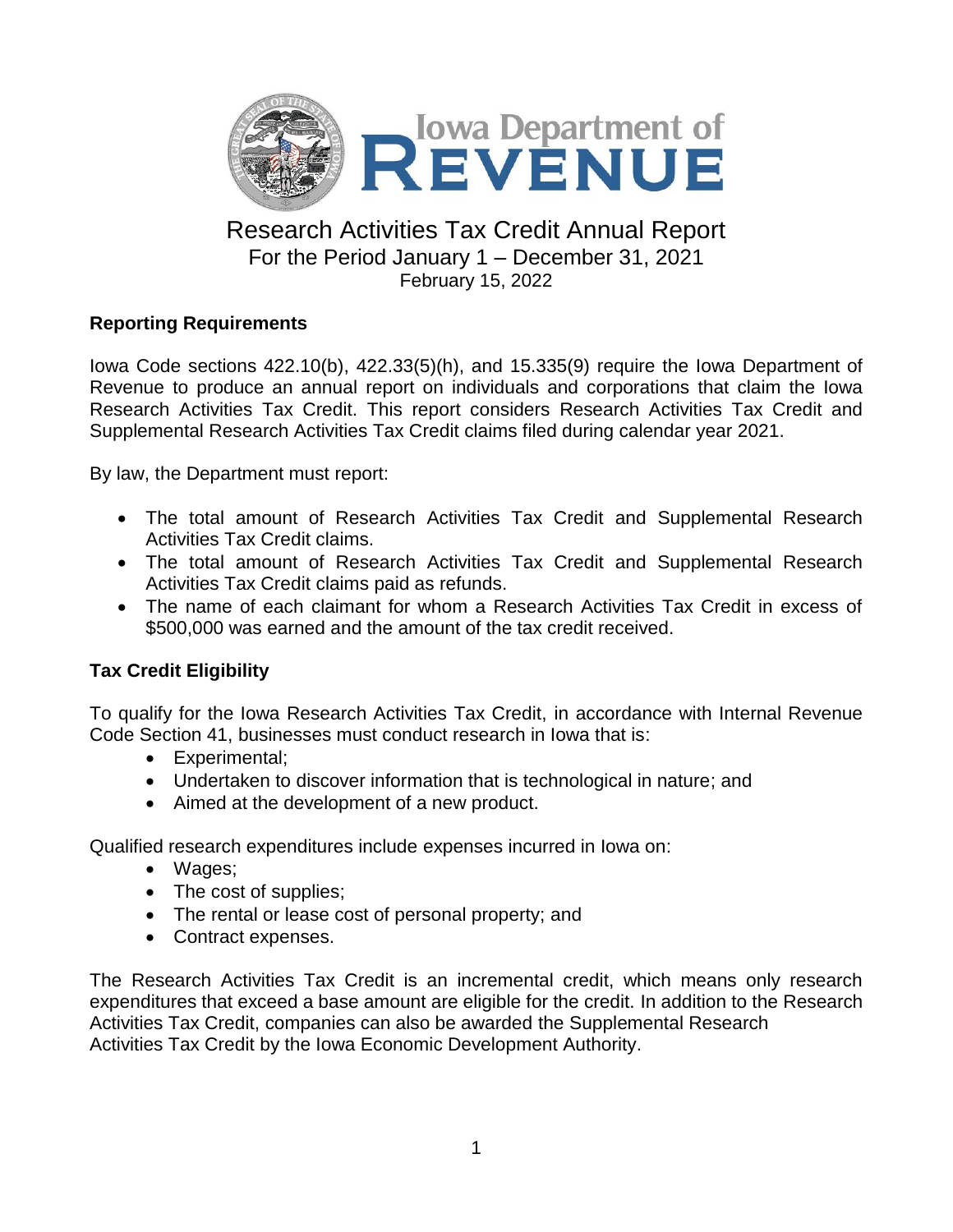Iowa Department of Revenue

# Research Activities Tax Credit Annual Report

For the Period January 1 – December 31, 2021

February 15, 2022

## Reporting Requirements

Iowa Code sections 422.10(b), 422.33(5)(h), and 15.335(9) require the Iowa Department of Revenue to produce an annual report on individuals and corporations that claim the Iowa Research Activities Tax Credit. This report considers Research Activities Tax Credit and Supplemental Research Activities Tax Credit claims filed during calendar year 2021.

By law, the Department must report:

- The total amount of Research Activities Tax Credit and Supplemental Research Activities Tax Credit claims.
- The total amount of Research Activities Tax Credit and Supplemental Research Activities Tax Credit claims paid as refunds.
- The name of each claimant for whom a Research Activities Tax Credit in excess of $500,000 was earned and the amount of the tax credit received.

## Tax Credit Eligibility

To qualify for the Iowa Research Activities Tax Credit, in accordance with Internal Revenue Code Section 41, businesses must conduct research in Iowa that is:

- Experimental;
- Undertaken to discover information that is technological in nature; and
- Aimed at the development of a new product.

Qualified research expenditures include expenses incurred in Iowa on:

- Wages;
- The cost of supplies;
- The rental or lease cost of personal property; and
- Contract expenses.

The Research Activities Tax Credit is an incremental credit, which means only research expenditures that exceed a base amount are eligible for the credit. In addition to the Research Activities Tax Credit, companies can also be awarded the Supplemental Research Activities Tax Credit by the Iowa Economic Development Authority.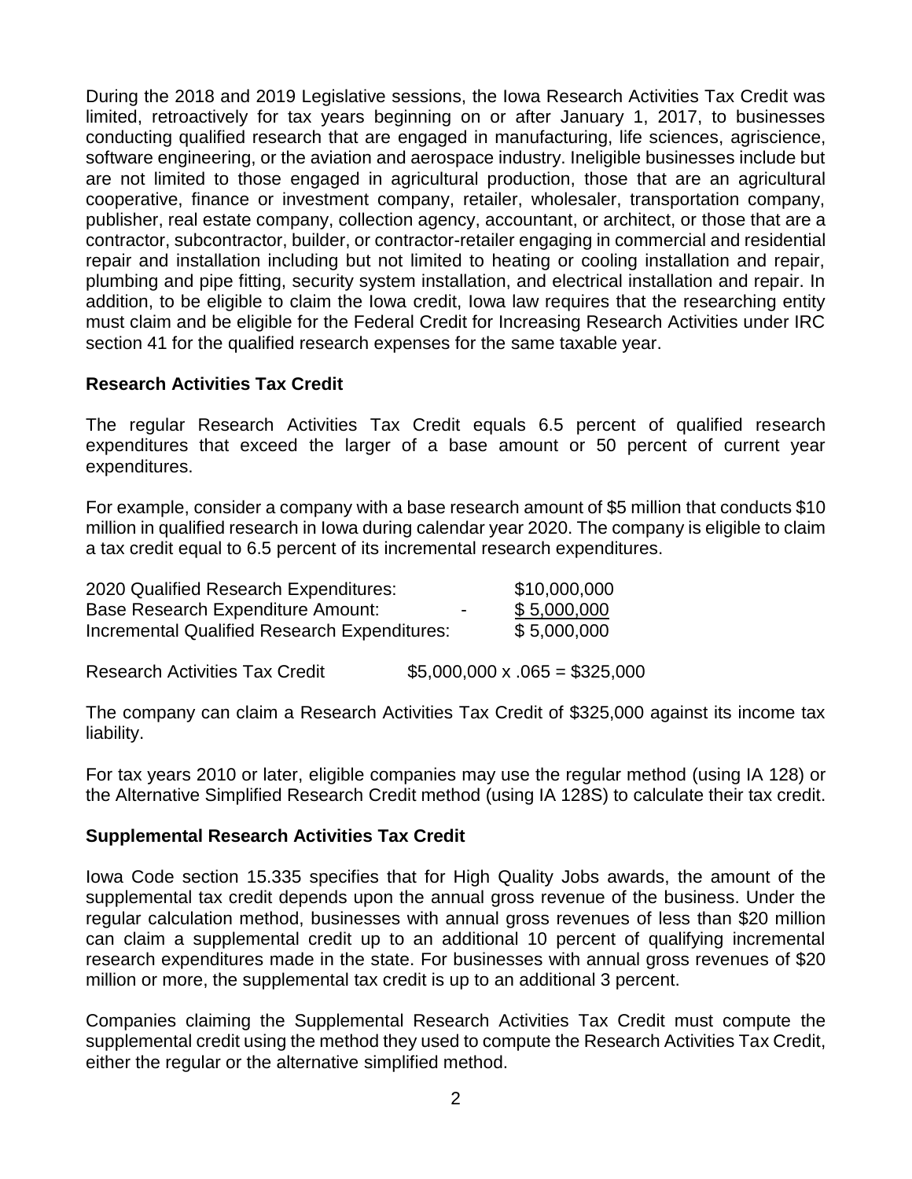During the 2018 and 2019 Legislative sessions, the Iowa Research Activities Tax Credit was limited, retroactively for tax years beginning on or after January 1, 2017, to businesses conducting qualified research that are engaged in manufacturing, life sciences, agriscience, software engineering, or the aviation and aerospace industry. Ineligible businesses include but are not limited to those engaged in agricultural production, those that are an agricultural cooperative, finance or investment company, retailer, wholesaler, transportation company, publisher, real estate company, collection agency, accountant, or architect, or those that are a contractor, subcontractor, builder, or contractor-retailer engaging in commercial and residential repair and installation including but not limited to heating or cooling installation and repair, plumbing and pipe fitting, security system installation, and electrical installation and repair. In addition, to be eligible to claim the Iowa credit, Iowa law requires that the researching entity must claim and be eligible for the Federal Credit for Increasing Research Activities under IRC section 41 for the qualified research expenses for the same taxable year.

## Research Activities Tax Credit

The regular Research Activities Tax Credit equals 6.5 percent of qualified research expenditures that exceed the larger of a base amount or 50 percent of current year expenditures.

For example, consider a company with a base research amount of $5 million that conducts $10 million in qualified research in Iowa during calendar year 2020. The company is eligible to claim a tax credit equal to 6.5 percent of its incremental research expenditures.

| | | |
|---|---|---|
| 2020 Qualified Research Expenditures: | | $10,000,000 |
| Base Research Expenditure Amount: | - | $ 5,000,000 |
| Incremental Qualified Research Expenditures: | | $ 5,000,000 |

Research Activities Tax Credit $5,000,000 x .065 = $325,000

The company can claim a Research Activities Tax Credit of $325,000 against its income tax liability.

For tax years 2010 or later, eligible companies may use the regular method (using IA 128) or the Alternative Simplified Research Credit method (using IA 128S) to calculate their tax credit.

## Supplemental Research Activities Tax Credit

Iowa Code section 15.335 specifies that for High Quality Jobs awards, the amount of the supplemental tax credit depends upon the annual gross revenue of the business. Under the regular calculation method, businesses with annual gross revenues of less than $20 million can claim a supplemental credit up to an additional 10 percent of qualifying incremental research expenditures made in the state. For businesses with annual gross revenues of $20 million or more, the supplemental tax credit is up to an additional 3 percent.

Companies claiming the Supplemental Research Activities Tax Credit must compute the supplemental credit using the method they used to compute the Research Activities Tax Credit, either the regular or the alternative simplified method.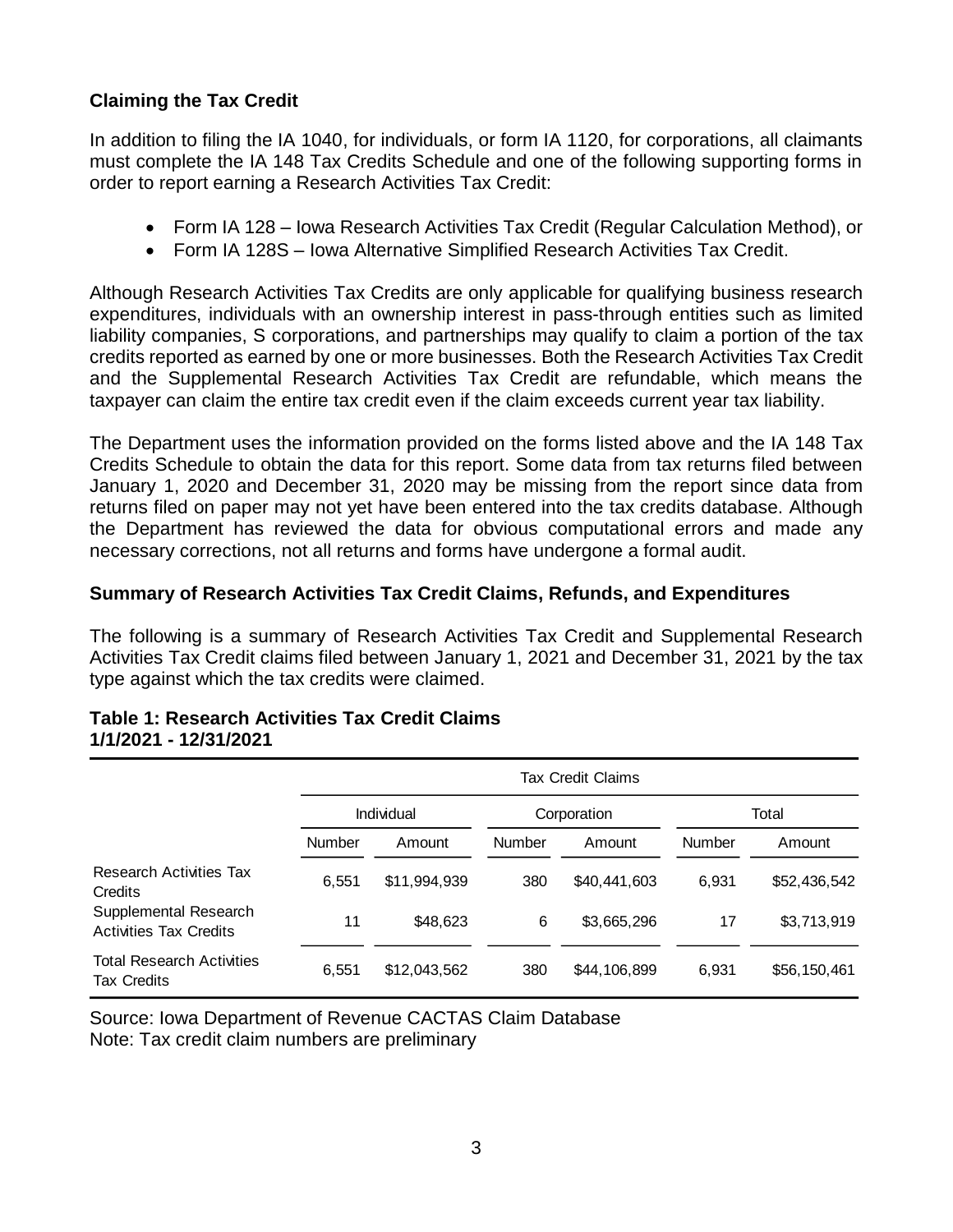### Claiming the Tax Credit

In addition to filing the IA 1040, for individuals, or form IA 1120, for corporations, all claimants must complete the IA 148 Tax Credits Schedule and one of the following supporting forms in order to report earning a Research Activities Tax Credit:

- Form IA 128 – Iowa Research Activities Tax Credit (Regular Calculation Method), or
- Form IA 128S – Iowa Alternative Simplified Research Activities Tax Credit.

Although Research Activities Tax Credits are only applicable for qualifying business research expenditures, individuals with an ownership interest in pass-through entities such as limited liability companies, S corporations, and partnerships may qualify to claim a portion of the tax credits reported as earned by one or more businesses. Both the Research Activities Tax Credit and the Supplemental Research Activities Tax Credit are refundable, which means the taxpayer can claim the entire tax credit even if the claim exceeds current year tax liability.

The Department uses the information provided on the forms listed above and the IA 148 Tax Credits Schedule to obtain the data for this report. Some data from tax returns filed between January 1, 2020 and December 31, 2020 may be missing from the report since data from returns filed on paper may not yet have been entered into the tax credits database. Although the Department has reviewed the data for obvious computational errors and made any necessary corrections, not all returns and forms have undergone a formal audit.

### Summary of Research Activities Tax Credit Claims, Refunds, and Expenditures

The following is a summary of Research Activities Tax Credit and Supplemental Research Activities Tax Credit claims filed between January 1, 2021 and December 31, 2021 by the tax type against which the tax credits were claimed.

**Table 1: Research Activities Tax Credit Claims**
**1/1/2021 - 12/31/2021**

| | Tax Credit Claims | | | | | |
|---|---|---|---|---|---|---|
| | Individual | | Corporation | | Total | |
| | Number | Amount | Number | Amount | Number | Amount |
| Research Activities Tax Credits | 6,551 | $11,994,939 | 380 | $40,441,603 | 6,931 | $52,436,542 |
| Supplemental Research Activities Tax Credits | 11 | $48,623 | 6 | $3,665,296 | 17 | $3,713,919 |
| Total Research Activities Tax Credits | 6,551 | $12,043,562 | 380 | $44,106,899 | 6,931 | $56,150,461 |

Source: Iowa Department of Revenue CACTAS Claim Database
Note: Tax credit claim numbers are preliminary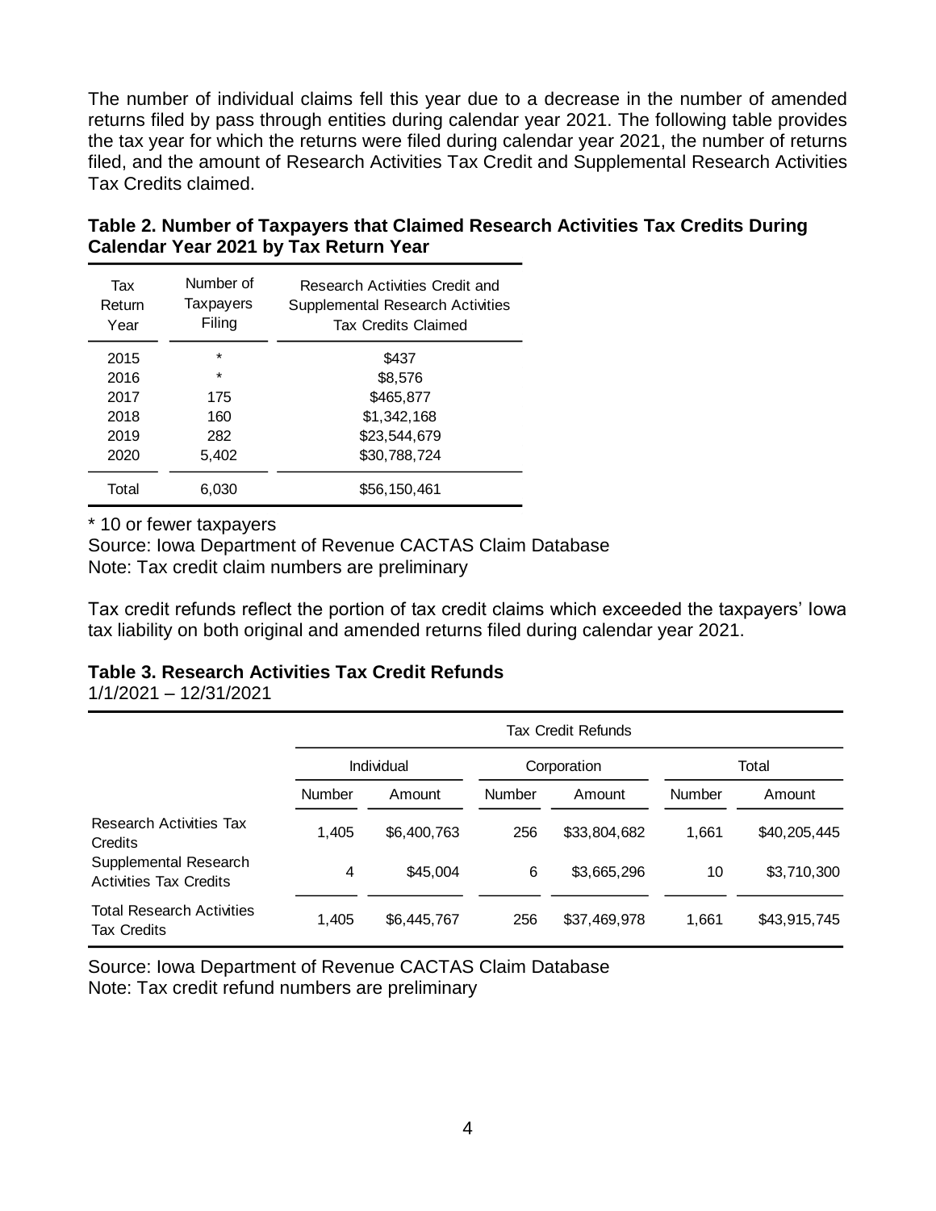The number of individual claims fell this year due to a decrease in the number of amended returns filed by pass through entities during calendar year 2021. The following table provides the tax year for which the returns were filed during calendar year 2021, the number of returns filed, and the amount of Research Activities Tax Credit and Supplemental Research Activities Tax Credits claimed.

**Table 2. Number of Taxpayers that Claimed Research Activities Tax Credits During Calendar Year 2021 by Tax Return Year**

| Tax Return Year | Number of Taxpayers Filing | Research Activities Credit and Supplemental Research Activities Tax Credits Claimed |
|---|---|---|
| 2015 | * | $437 |
| 2016 | * | $8,576 |
| 2017 | 175 | $465,877 |
| 2018 | 160 | $1,342,168 |
| 2019 | 282 | $23,544,679 |
| 2020 | 5,402 | $30,788,724 |
| Total | 6,030 | $56,150,461 |

* 10 or fewer taxpayers
Source: Iowa Department of Revenue CACTAS Claim Database
Note: Tax credit claim numbers are preliminary

Tax credit refunds reflect the portion of tax credit claims which exceeded the taxpayers' Iowa tax liability on both original and amended returns filed during calendar year 2021.

**Table 3. Research Activities Tax Credit Refunds**
1/1/2021 – 12/31/2021

| | Tax Credit Refunds | | | | | |
|---|---|---|---|---|---|---|
| | Individual | | Corporation | | Total | |
| | Number | Amount | Number | Amount | Number | Amount |
| Research Activities Tax Credits | 1,405 | $6,400,763 | 256 | $33,804,682 | 1,661 | $40,205,445 |
| Supplemental Research Activities Tax Credits | 4 | $45,004 | 6 | $3,665,296 | 10 | $3,710,300 |
| Total Research Activities Tax Credits | 1,405 | $6,445,767 | 256 | $37,469,978 | 1,661 | $43,915,745 |

Source: Iowa Department of Revenue CACTAS Claim Database
Note: Tax credit refund numbers are preliminary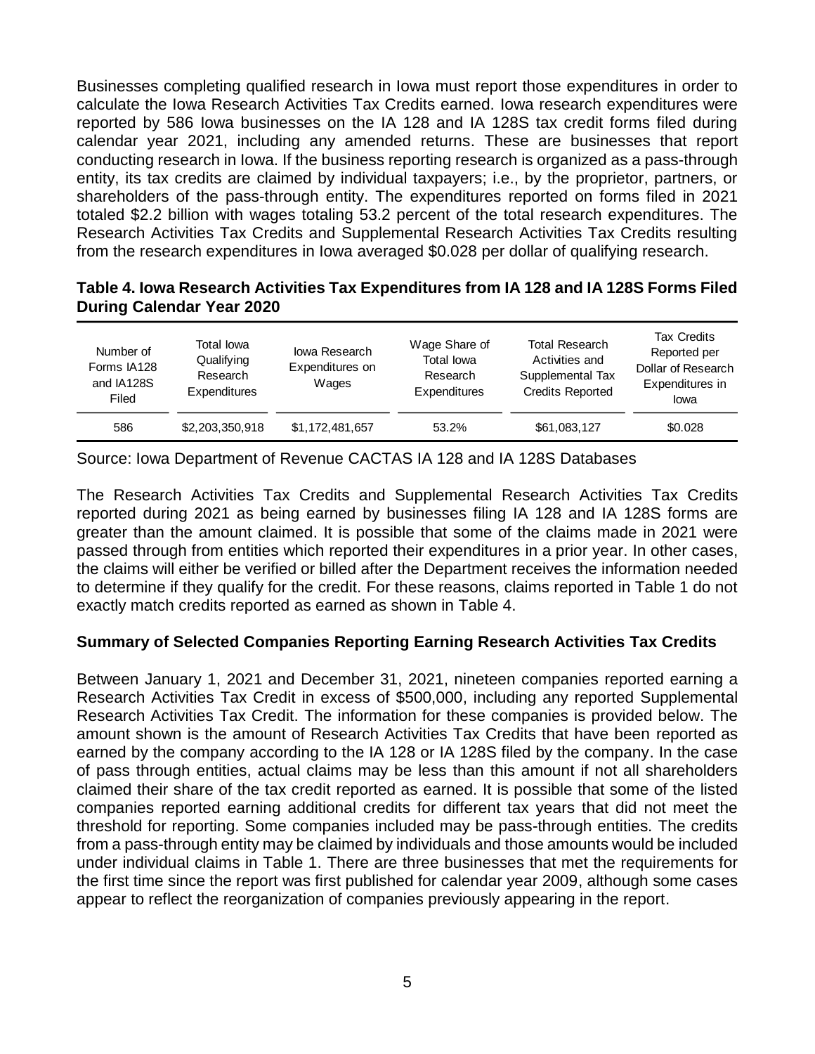Businesses completing qualified research in Iowa must report those expenditures in order to calculate the Iowa Research Activities Tax Credits earned. Iowa research expenditures were reported by 586 Iowa businesses on the IA 128 and IA 128S tax credit forms filed during calendar year 2021, including any amended returns. These are businesses that report conducting research in Iowa. If the business reporting research is organized as a pass-through entity, its tax credits are claimed by individual taxpayers; i.e., by the proprietor, partners, or shareholders of the pass-through entity. The expenditures reported on forms filed in 2021 totaled $2.2 billion with wages totaling 53.2 percent of the total research expenditures. The Research Activities Tax Credits and Supplemental Research Activities Tax Credits resulting from the research expenditures in Iowa averaged $0.028 per dollar of qualifying research.

**Table 4. Iowa Research Activities Tax Expenditures from IA 128 and IA 128S Forms Filed During Calendar Year 2020**

| Number of Forms IA128 and IA128S Filed | Total Iowa Qualifying Research Expenditures | Iowa Research Expenditures on Wages | Wage Share of Total Iowa Research Expenditures | Total Research Activities and Supplemental Tax Credits Reported | Tax Credits Reported per Dollar of Research Expenditures in Iowa |
|---|---|---|---|---|---|
| 586 | $2,203,350,918 | $1,172,481,657 | 53.2% | $61,083,127 | $0.028 |

Source: Iowa Department of Revenue CACTAS IA 128 and IA 128S Databases

The Research Activities Tax Credits and Supplemental Research Activities Tax Credits reported during 2021 as being earned by businesses filing IA 128 and IA 128S forms are greater than the amount claimed. It is possible that some of the claims made in 2021 were passed through from entities which reported their expenditures in a prior year. In other cases, the claims will either be verified or billed after the Department receives the information needed to determine if they qualify for the credit. For these reasons, claims reported in Table 1 do not exactly match credits reported as earned as shown in Table 4.

## Summary of Selected Companies Reporting Earning Research Activities Tax Credits

Between January 1, 2021 and December 31, 2021, nineteen companies reported earning a Research Activities Tax Credit in excess of $500,000, including any reported Supplemental Research Activities Tax Credit. The information for these companies is provided below. The amount shown is the amount of Research Activities Tax Credits that have been reported as earned by the company according to the IA 128 or IA 128S filed by the company. In the case of pass through entities, actual claims may be less than this amount if not all shareholders claimed their share of the tax credit reported as earned. It is possible that some of the listed companies reported earning additional credits for different tax years that did not meet the threshold for reporting. Some companies included may be pass-through entities. The credits from a pass-through entity may be claimed by individuals and those amounts would be included under individual claims in Table 1. There are three businesses that met the requirements for the first time since the report was first published for calendar year 2009, although some cases appear to reflect the reorganization of companies previously appearing in the report.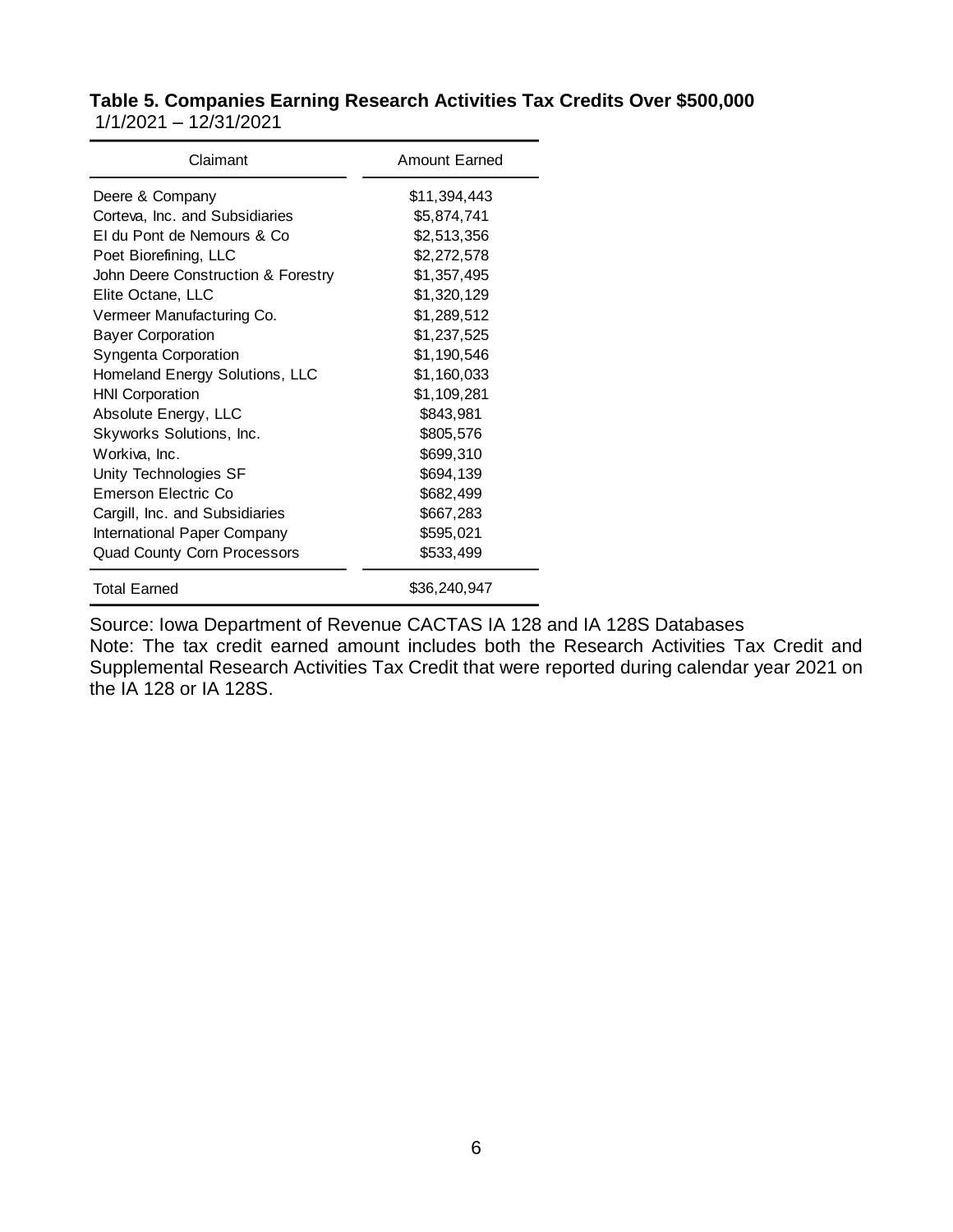**Table 5. Companies Earning Research Activities Tax Credits Over $500,000**
1/1/2021 – 12/31/2021

| Claimant | Amount Earned |
|---|---|
| Deere & Company | $11,394,443 |
| Corteva, Inc. and Subsidiaries | $5,874,741 |
| EI du Pont de Nemours & Co | $2,513,356 |
| Poet Biorefining, LLC | $2,272,578 |
| John Deere Construction & Forestry | $1,357,495 |
| Elite Octane, LLC | $1,320,129 |
| Vermeer Manufacturing Co. | $1,289,512 |
| Bayer Corporation | $1,237,525 |
| Syngenta Corporation | $1,190,546 |
| Homeland Energy Solutions, LLC | $1,160,033 |
| HNI Corporation | $1,109,281 |
| Absolute Energy, LLC | $843,981 |
| Skyworks Solutions, Inc. | $805,576 |
| Workiva, Inc. | $699,310 |
| Unity Technologies SF | $694,139 |
| Emerson Electric Co | $682,499 |
| Cargill, Inc. and Subsidiaries | $667,283 |
| International Paper Company | $595,021 |
| Quad County Corn Processors | $533,499 |
| Total Earned | $36,240,947 |

Source: Iowa Department of Revenue CACTAS IA 128 and IA 128S Databases
Note: The tax credit earned amount includes both the Research Activities Tax Credit and Supplemental Research Activities Tax Credit that were reported during calendar year 2021 on the IA 128 or IA 128S.